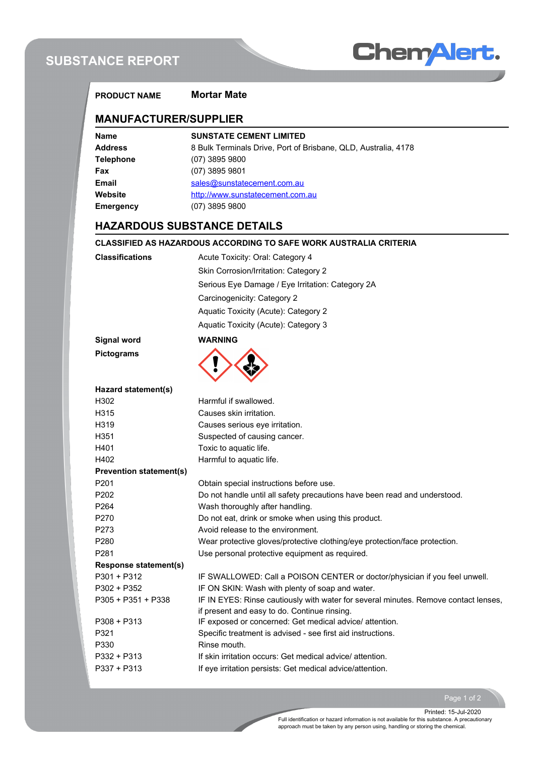# SUBSTANCE REPORT

| | |
|---|---|
| **PRODUCT NAME** | **Mortar Mate** |

## MANUFACTURER/SUPPLIER

| | |
|---|---|
| **Name** | **SUNSTATE CEMENT LIMITED** |
| **Address** | 8 Bulk Terminals Drive, Port of Brisbane, QLD, Australia, 4178 |
| **Telephone** | (07) 3895 9800 |
| **Fax** | (07) 3895 9801 |
| **Email** | sales@sunstatecement.com.au |
| **Website** | http://www.sunstatecement.com.au |
| **Emergency** | (07) 3895 9800 |

## HAZARDOUS SUBSTANCE DETAILS

**CLASSIFIED AS HAZARDOUS ACCORDING TO SAFE WORK AUSTRALIA CRITERIA**

**Classifications**

- Acute Toxicity: Oral: Category 4
- Skin Corrosion/Irritation: Category 2
- Serious Eye Damage / Eye Irritation: Category 2A
- Carcinogenicity: Category 2
- Aquatic Toxicity (Acute): Category 2
- Aquatic Toxicity (Acute): Category 3

**Signal word** **WARNING**

**Pictograms**

**Hazard statement(s)**

| | |
|---|---|
| H302 | Harmful if swallowed. |
| H315 | Causes skin irritation. |
| H319 | Causes serious eye irritation. |
| H351 | Suspected of causing cancer. |
| H401 | Toxic to aquatic life. |
| H402 | Harmful to aquatic life. |

**Prevention statement(s)**

| | |
|---|---|
| P201 | Obtain special instructions before use. |
| P202 | Do not handle until all safety precautions have been read and understood. |
| P264 | Wash thoroughly after handling. |
| P270 | Do not eat, drink or smoke when using this product. |
| P273 | Avoid release to the environment. |
| P280 | Wear protective gloves/protective clothing/eye protection/face protection. |
| P281 | Use personal protective equipment as required. |

**Response statement(s)**

| | |
|---|---|
| P301 + P312 | IF SWALLOWED: Call a POISON CENTER or doctor/physician if you feel unwell. |
| P302 + P352 | IF ON SKIN: Wash with plenty of soap and water. |
| P305 + P351 + P338 | IF IN EYES: Rinse cautiously with water for several minutes. Remove contact lenses, if present and easy to do. Continue rinsing. |
| P308 + P313 | IF exposed or concerned: Get medical advice/ attention. |
| P321 | Specific treatment is advised - see first aid instructions. |
| P330 | Rinse mouth. |
| P332 + P313 | If skin irritation occurs: Get medical advice/ attention. |
| P337 + P313 | If eye irritation persists: Get medical advice/attention. |

Printed: 15-Jul-2020

Full identification or hazard information is not available for this substance. A precautionary approach must be taken by any person using, handling or storing the chemical.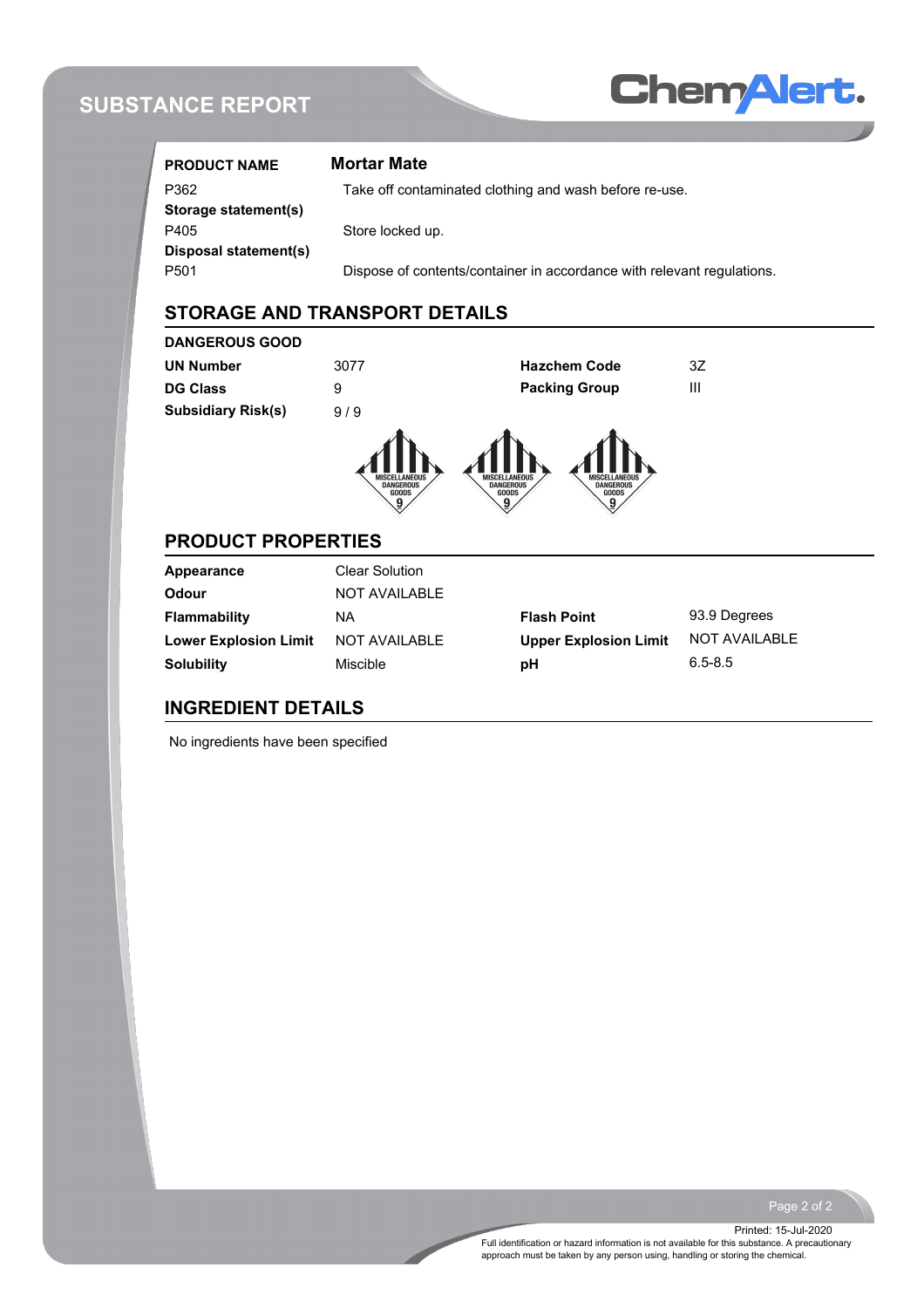**PRODUCT NAME** **Mortar Mate**

| | |
|---|---|
| P362 | Take off contaminated clothing and wash before re-use. |

**Storage statement(s)**

| | |
|---|---|
| P405 | Store locked up. |

**Disposal statement(s)**

| | |
|---|---|
| P501 | Dispose of contents/container in accordance with relevant regulations. |

## STORAGE AND TRANSPORT DETAILS

**DANGEROUS GOOD**

| | | | |
|---|---|---|---|
| **UN Number** | 3077 | **Hazchem Code** | 3Z |
| **DG Class** | 9 | **Packing Group** | III |
| **Subsidiary Risk(s)** | 9 / 9 | | |

MISCELLANEOUS DANGEROUS GOODS 9

MISCELLANEOUS DANGEROUS GOODS 9

MISCELLANEOUS DANGEROUS GOODS 9

## PRODUCT PROPERTIES

| | | | |
|---|---|---|---|
| **Appearance** | Clear Solution | | |
| **Odour** | NOT AVAILABLE | | |
| **Flammability** | NA | **Flash Point** | 93.9 Degrees |
| **Lower Explosion Limit** | NOT AVAILABLE | **Upper Explosion Limit** | NOT AVAILABLE |
| **Solubility** | Miscible | **pH** | 6.5-8.5 |

## INGREDIENT DETAILS

No ingredients have been specified

Printed: 15-Jul-2020

Full identification or hazard information is not available for this substance. A precautionary approach must be taken by any person using, handling or storing the chemical.